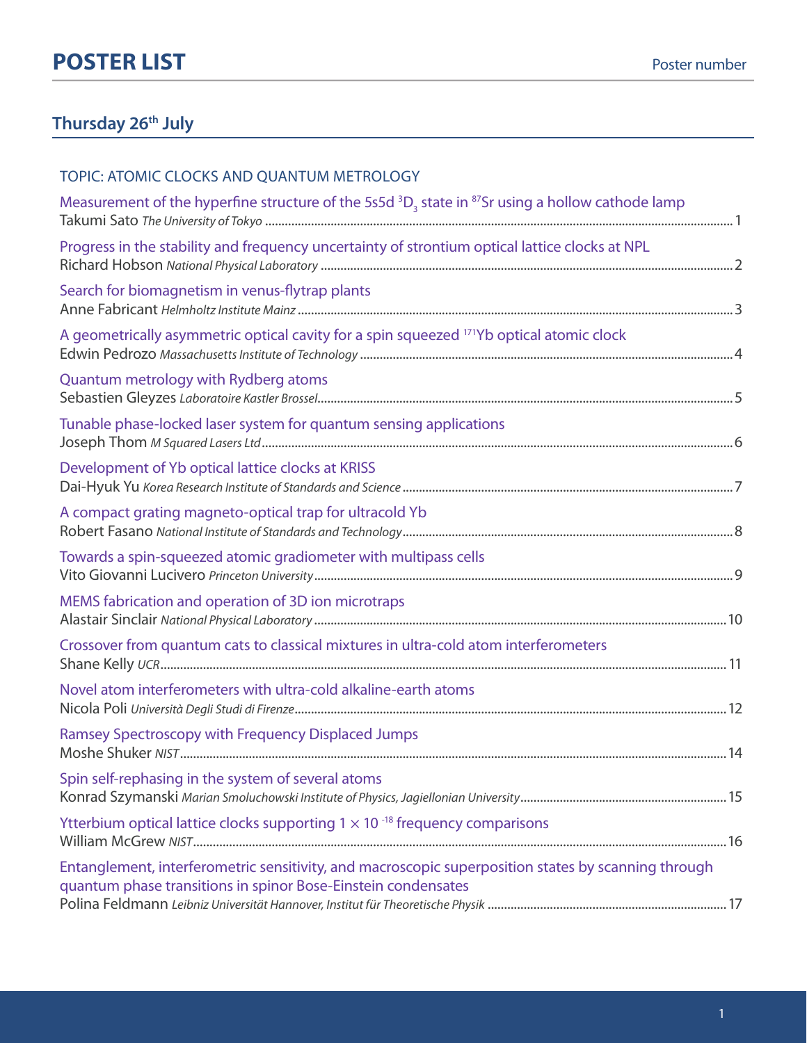# POSTER LIST

Poster number

## Thursday 26th July

### TOPIC: ATOMIC CLOCKS AND QUANTUM METROLOGY

Measurement of the hyperfine structure of the 5s5d $^3D_3$ state in $^{87}$Sr using a hollow cathode lamp
Takumi Sato *The University of Tokyo* ........ 1

Progress in the stability and frequency uncertainty of strontium optical lattice clocks at NPL
Richard Hobson *National Physical Laboratory* ........ 2

Search for biomagnetism in venus-flytrap plants
Anne Fabricant *Helmholtz Institute Mainz* ........ 3

A geometrically asymmetric optical cavity for a spin squeezed $^{171}$Yb optical atomic clock
Edwin Pedrozo *Massachusetts Institute of Technology* ........ 4

Quantum metrology with Rydberg atoms
Sebastien Gleyzes *Laboratoire Kastler Brossel* ........ 5

Tunable phase-locked laser system for quantum sensing applications
Joseph Thom *M Squared Lasers Ltd* ........ 6

Development of Yb optical lattice clocks at KRISS
Dai-Hyuk Yu *Korea Research Institute of Standards and Science* ........ 7

A compact grating magneto-optical trap for ultracold Yb
Robert Fasano *National Institute of Standards and Technology* ........ 8

Towards a spin-squeezed atomic gradiometer with multipass cells
Vito Giovanni Lucivero *Princeton University* ........ 9

MEMS fabrication and operation of 3D ion microtraps
Alastair Sinclair *National Physical Laboratory* ........ 10

Crossover from quantum cats to classical mixtures in ultra-cold atom interferometers
Shane Kelly *UCR* ........ 11

Novel atom interferometers with ultra-cold alkaline-earth atoms
Nicola Poli *Università Degli Studi di Firenze* ........ 12

Ramsey Spectroscopy with Frequency Displaced Jumps
Moshe Shuker *NIST* ........ 14

Spin self-rephasing in the system of several atoms
Konrad Szymanski *Marian Smoluchowski Institute of Physics, Jagiellonian University* ........ 15

Ytterbium optical lattice clocks supporting $1 \times 10^{-18}$ frequency comparisons
William McGrew *NIST* ........ 16

Entanglement, interferometric sensitivity, and macroscopic superposition states by scanning through quantum phase transitions in spinor Bose-Einstein condensates
Polina Feldmann *Leibniz Universität Hannover, Institut für Theoretische Physik* ........ 17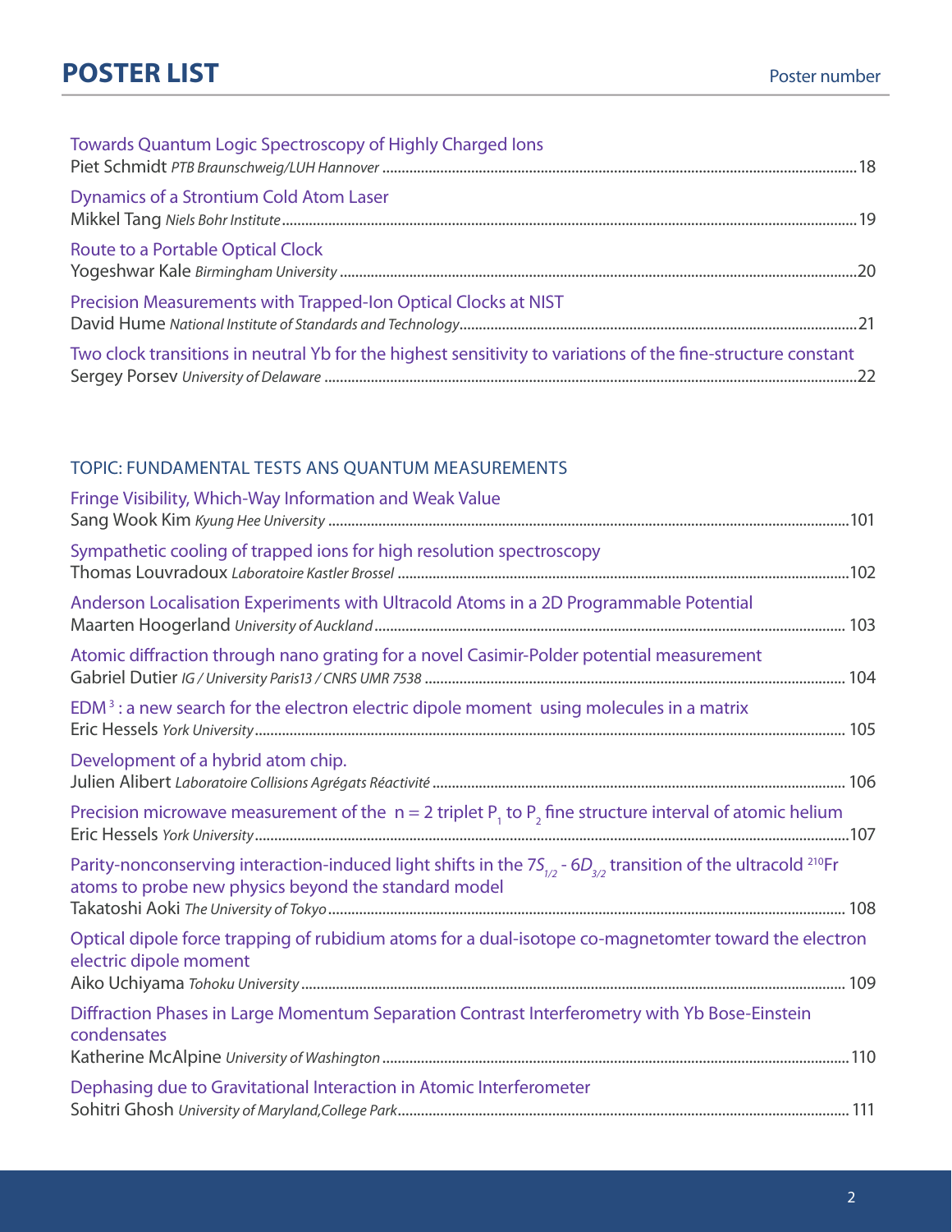# POSTER LIST

Poster number

Towards Quantum Logic Spectroscopy of Highly Charged Ions
Piet Schmidt *PTB Braunschweig/LUH Hannover* ........................................ 18

Dynamics of a Strontium Cold Atom Laser
Mikkel Tang *Niels Bohr Institute* ........................................ 19

Route to a Portable Optical Clock
Yogeshwar Kale *Birmingham University* ........................................ 20

Precision Measurements with Trapped-Ion Optical Clocks at NIST
David Hume *National Institute of Standards and Technology* ........................................ 21

Two clock transitions in neutral Yb for the highest sensitivity to variations of the fine-structure constant
Sergey Porsev *University of Delaware* ........................................ 22

## TOPIC: FUNDAMENTAL TESTS ANS QUANTUM MEASUREMENTS

Fringe Visibility, Which-Way Information and Weak Value
Sang Wook Kim *Kyung Hee University* ........................................ 101

Sympathetic cooling of trapped ions for high resolution spectroscopy
Thomas Louvradoux *Laboratoire Kastler Brossel* ........................................ 102

Anderson Localisation Experiments with Ultracold Atoms in a 2D Programmable Potential
Maarten Hoogerland *University of Auckland* ........................................ 103

Atomic diffraction through nano grating for a novel Casimir-Polder potential measurement
Gabriel Dutier *IG / University Paris13 / CNRS UMR 7538* ........................................ 104

EDM$^3$ : a new search for the electron electric dipole moment using molecules in a matrix
Eric Hessels *York University* ........................................ 105

Development of a hybrid atom chip.
Julien Alibert *Laboratoire Collisions Agrégats Réactivité* ........................................ 106

Precision microwave measurement of the $n = 2$ triplet $P_1$ to $P_2$ fine structure interval of atomic helium
Eric Hessels *York University* ........................................ 107

Parity-nonconserving interaction-induced light shifts in the $7S_{1/2}$ - $6D_{3/2}$ transition of the ultracold $^{210}$Fr atoms to probe new physics beyond the standard model
Takatoshi Aoki *The University of Tokyo* ........................................ 108

Optical dipole force trapping of rubidium atoms for a dual-isotope co-magnetomter toward the electron electric dipole moment
Aiko Uchiyama *Tohoku University* ........................................ 109

Diffraction Phases in Large Momentum Separation Contrast Interferometry with Yb Bose-Einstein condensates
Katherine McAlpine *University of Washington* ........................................ 110

Dephasing due to Gravitational Interaction in Atomic Interferometer
Sohitri Ghosh *University of Maryland,College Park* ........................................ 111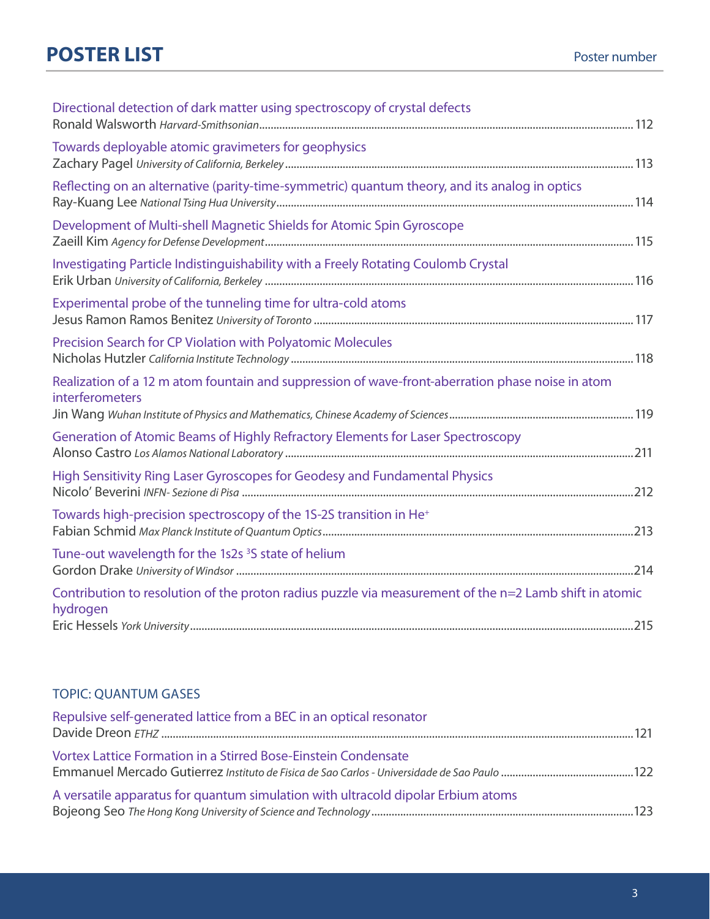# POSTER LIST

Poster number

Directional detection of dark matter using spectroscopy of crystal defects
Ronald Walsworth *Harvard-Smithsonian* ............ 112

Towards deployable atomic gravimeters for geophysics
Zachary Pagel *University of California, Berkeley* ............ 113

Reflecting on an alternative (parity-time-symmetric) quantum theory, and its analog in optics
Ray-Kuang Lee *National Tsing Hua University* ............ 114

Development of Multi-shell Magnetic Shields for Atomic Spin Gyroscope
Zaeill Kim *Agency for Defense Development* ............ 115

Investigating Particle Indistinguishability with a Freely Rotating Coulomb Crystal
Erik Urban *University of California, Berkeley* ............ 116

Experimental probe of the tunneling time for ultra-cold atoms
Jesus Ramon Ramos Benitez *University of Toronto* ............ 117

Precision Search for CP Violation with Polyatomic Molecules
Nicholas Hutzler *California Institute Technology* ............ 118

Realization of a 12 m atom fountain and suppression of wave-front-aberration phase noise in atom interferometers
Jin Wang *Wuhan Institute of Physics and Mathematics, Chinese Academy of Sciences* ............ 119

Generation of Atomic Beams of Highly Refractory Elements for Laser Spectroscopy
Alonso Castro *Los Alamos National Laboratory* ............ 211

High Sensitivity Ring Laser Gyroscopes for Geodesy and Fundamental Physics
Nicolo' Beverini *INFN- Sezione di Pisa* ............ 212

Towards high-precision spectroscopy of the 1S-2S transition in $He^+$
Fabian Schmid *Max Planck Institute of Quantum Optics* ............ 213

Tune-out wavelength for the 1s2s $^3S$ state of helium
Gordon Drake *University of Windsor* ............ 214

Contribution to resolution of the proton radius puzzle via measurement of the n=2 Lamb shift in atomic hydrogen
Eric Hessels *York University* ............ 215

## TOPIC: QUANTUM GASES

Repulsive self-generated lattice from a BEC in an optical resonator
Davide Dreon *ETHZ* ............ 121

Vortex Lattice Formation in a Stirred Bose-Einstein Condensate
Emmanuel Mercado Gutierrez *Instituto de Fisica de Sao Carlos - Universidade de Sao Paulo* ............ 122

A versatile apparatus for quantum simulation with ultracold dipolar Erbium atoms
Bojeong Seo *The Hong Kong University of Science and Technology* ............ 123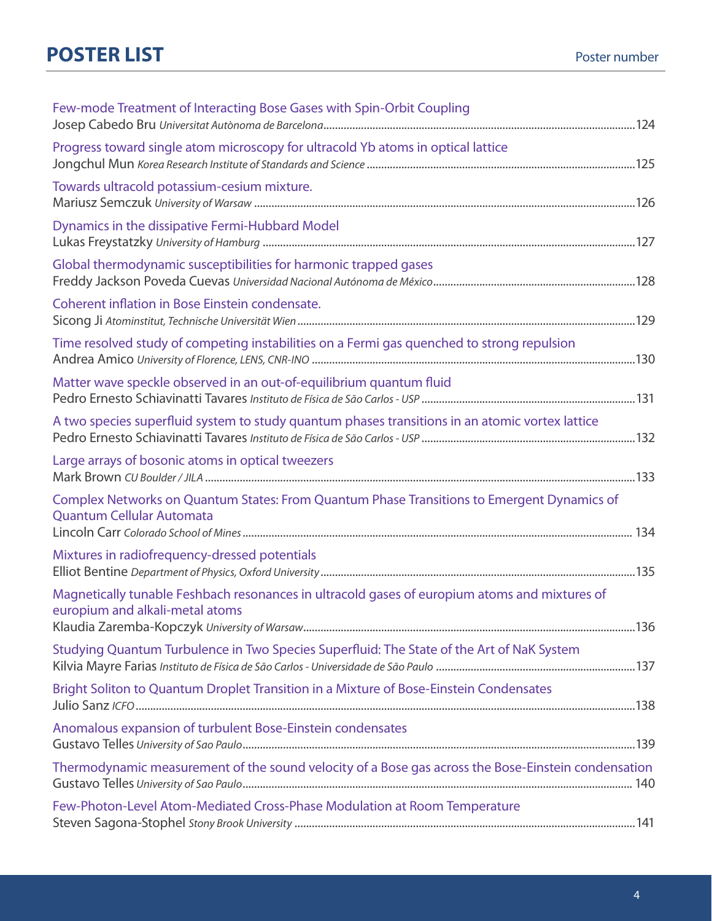# POSTER LIST

Poster number

Few-mode Treatment of Interacting Bose Gases with Spin-Orbit Coupling
Josep Cabedo Bru *Universitat Autònoma de Barcelona* .......... 124

Progress toward single atom microscopy for ultracold Yb atoms in optical lattice
Jongchul Mun *Korea Research Institute of Standards and Science* .......... 125

Towards ultracold potassium-cesium mixture.
Mariusz Semczuk *University of Warsaw* .......... 126

Dynamics in the dissipative Fermi-Hubbard Model
Lukas Freystatzky *University of Hamburg* .......... 127

Global thermodynamic susceptibilities for harmonic trapped gases
Freddy Jackson Poveda Cuevas *Universidad Nacional Autónoma de México* .......... 128

Coherent inflation in Bose Einstein condensate.
Sicong Ji *Atominstitut, Technische Universität Wien* .......... 129

Time resolved study of competing instabilities on a Fermi gas quenched to strong repulsion
Andrea Amico *University of Florence, LENS, CNR-INO* .......... 130

Matter wave speckle observed in an out-of-equilibrium quantum fluid
Pedro Ernesto Schiavinatti Tavares *Instituto de Física de São Carlos - USP* .......... 131

A two species superfluid system to study quantum phases transitions in an atomic vortex lattice
Pedro Ernesto Schiavinatti Tavares *Instituto de Física de São Carlos - USP* .......... 132

Large arrays of bosonic atoms in optical tweezers
Mark Brown *CU Boulder / JILA* .......... 133

Complex Networks on Quantum States: From Quantum Phase Transitions to Emergent Dynamics of Quantum Cellular Automata
Lincoln Carr *Colorado School of Mines* .......... 134

Mixtures in radiofrequency-dressed potentials
Elliot Bentine *Department of Physics, Oxford University* .......... 135

Magnetically tunable Feshbach resonances in ultracold gases of europium atoms and mixtures of europium and alkali-metal atoms
Klaudia Zaremba-Kopczyk *University of Warsaw* .......... 136

Studying Quantum Turbulence in Two Species Superfluid: The State of the Art of NaK System
Kilvia Mayre Farias *Instituto de Física de São Carlos - Universidade de São Paulo* .......... 137

Bright Soliton to Quantum Droplet Transition in a Mixture of Bose-Einstein Condensates
Julio Sanz *ICFO* .......... 138

Anomalous expansion of turbulent Bose-Einstein condensates
Gustavo Telles *University of Sao Paulo* .......... 139

Thermodynamic measurement of the sound velocity of a Bose gas across the Bose-Einstein condensation
Gustavo Telles *University of Sao Paulo* .......... 140

Few-Photon-Level Atom-Mediated Cross-Phase Modulation at Room Temperature
Steven Sagona-Stophel *Stony Brook University* .......... 141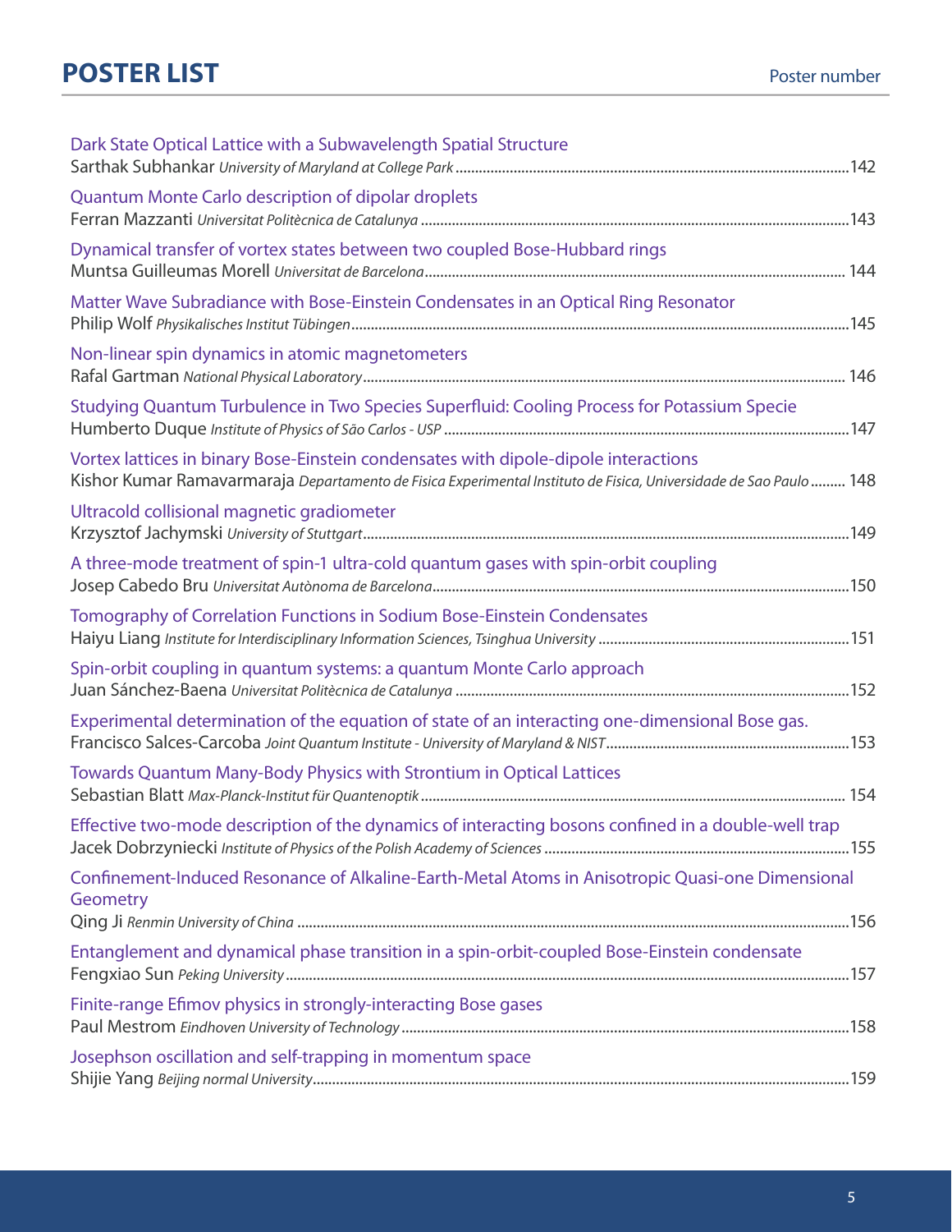# POSTER LIST

Poster number

Dark State Optical Lattice with a Subwavelength Spatial Structure
Sarthak Subhankar *University of Maryland at College Park* ............ 142

Quantum Monte Carlo description of dipolar droplets
Ferran Mazzanti *Universitat Politècnica de Catalunya* ............ 143

Dynamical transfer of vortex states between two coupled Bose-Hubbard rings
Muntsa Guilleumas Morell *Universitat de Barcelona* ............ 144

Matter Wave Subradiance with Bose-Einstein Condensates in an Optical Ring Resonator
Philip Wolf *Physikalisches Institut Tübingen* ............ 145

Non-linear spin dynamics in atomic magnetometers
Rafal Gartman *National Physical Laboratory* ............ 146

Studying Quantum Turbulence in Two Species Superfluid: Cooling Process for Potassium Specie
Humberto Duque *Institute of Physics of São Carlos - USP* ............ 147

Vortex lattices in binary Bose-Einstein condensates with dipole-dipole interactions
Kishor Kumar Ramavarmaraja *Departamento de Fisica Experimental Instituto de Fisica, Universidade de Sao Paulo* ............ 148

Ultracold collisional magnetic gradiometer
Krzysztof Jachymski *University of Stuttgart* ............ 149

A three-mode treatment of spin-1 ultra-cold quantum gases with spin-orbit coupling
Josep Cabedo Bru *Universitat Autònoma de Barcelona* ............ 150

Tomography of Correlation Functions in Sodium Bose-Einstein Condensates
Haiyu Liang *Institute for Interdisciplinary Information Sciences, Tsinghua University* ............ 151

Spin-orbit coupling in quantum systems: a quantum Monte Carlo approach
Juan Sánchez-Baena *Universitat Politècnica de Catalunya* ............ 152

Experimental determination of the equation of state of an interacting one-dimensional Bose gas.
Francisco Salces-Carcoba *Joint Quantum Institute - University of Maryland & NIST* ............ 153

Towards Quantum Many-Body Physics with Strontium in Optical Lattices
Sebastian Blatt *Max-Planck-Institut für Quantenoptik* ............ 154

Effective two-mode description of the dynamics of interacting bosons confined in a double-well trap
Jacek Dobrzyniecki *Institute of Physics of the Polish Academy of Sciences* ............ 155

Confinement-Induced Resonance of Alkaline-Earth-Metal Atoms in Anisotropic Quasi-one Dimensional Geometry
Qing Ji *Renmin University of China* ............ 156

Entanglement and dynamical phase transition in a spin-orbit-coupled Bose-Einstein condensate
Fengxiao Sun *Peking University* ............ 157

Finite-range Efimov physics in strongly-interacting Bose gases
Paul Mestrom *Eindhoven University of Technology* ............ 158

Josephson oscillation and self-trapping in momentum space
Shijie Yang *Beijing normal University* ............ 159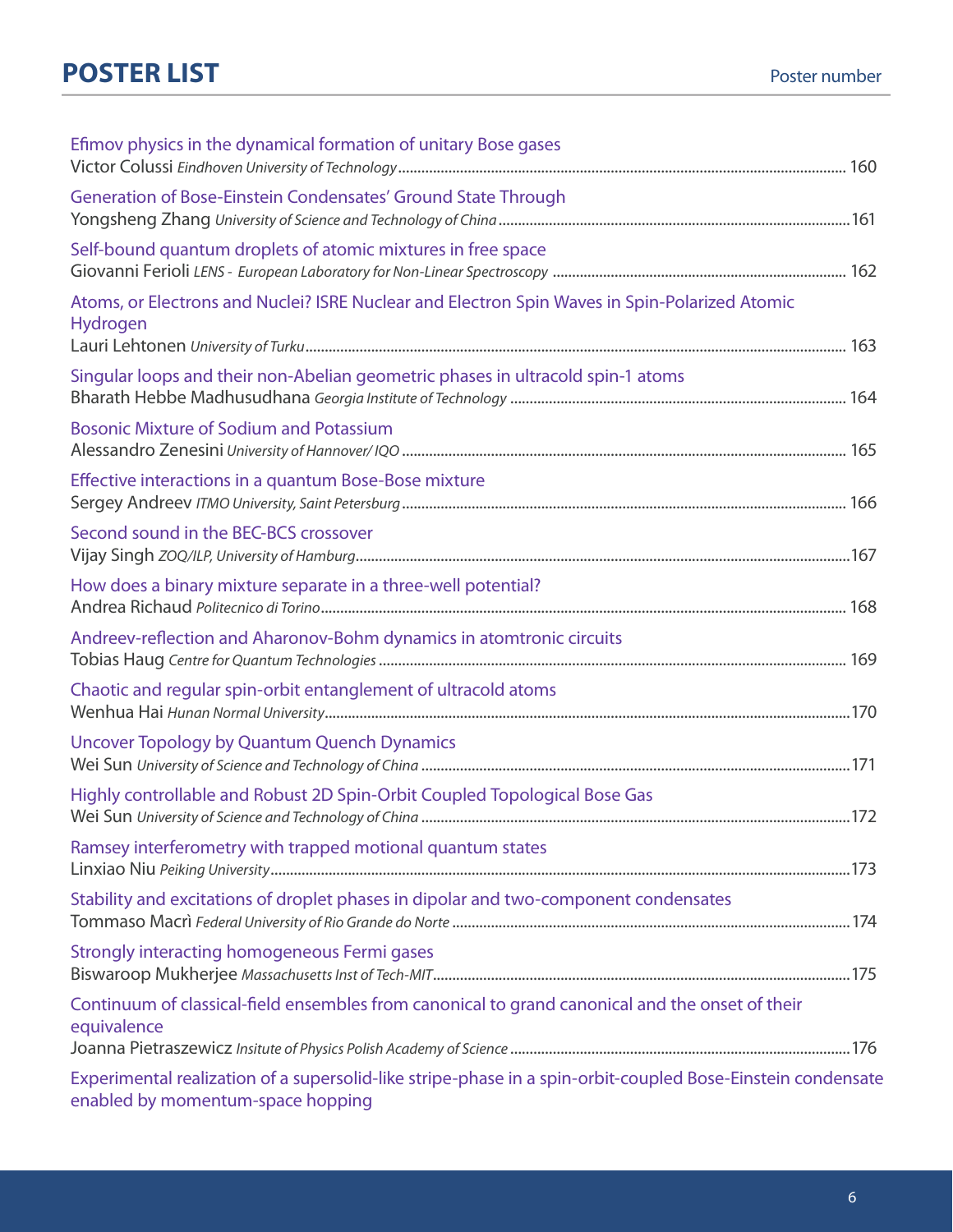# POSTER LIST

Poster number

Efimov physics in the dynamical formation of unitary Bose gases
Victor Colussi *Eindhoven University of Technology* ........ 160

Generation of Bose-Einstein Condensates' Ground State Through
Yongsheng Zhang *University of Science and Technology of China* ........ 161

Self-bound quantum droplets of atomic mixtures in free space
Giovanni Ferioli *LENS - European Laboratory for Non-Linear Spectroscopy* ........ 162

Atoms, or Electrons and Nuclei? ISRE Nuclear and Electron Spin Waves in Spin-Polarized Atomic Hydrogen
Lauri Lehtonen *University of Turku* ........ 163

Singular loops and their non-Abelian geometric phases in ultracold spin-1 atoms
Bharath Hebbe Madhusudhana *Georgia Institute of Technology* ........ 164

Bosonic Mixture of Sodium and Potassium
Alessandro Zenesini *University of Hannover/ IQO* ........ 165

Effective interactions in a quantum Bose-Bose mixture
Sergey Andreev *ITMO University, Saint Petersburg* ........ 166

Second sound in the BEC-BCS crossover
Vijay Singh *ZOQ/ILP, University of Hamburg* ........ 167

How does a binary mixture separate in a three-well potential?
Andrea Richaud *Politecnico di Torino* ........ 168

Andreev-reflection and Aharonov-Bohm dynamics in atomtronic circuits
Tobias Haug *Centre for Quantum Technologies* ........ 169

Chaotic and regular spin-orbit entanglement of ultracold atoms
Wenhua Hai *Hunan Normal University* ........ 170

Uncover Topology by Quantum Quench Dynamics
Wei Sun *University of Science and Technology of China* ........ 171

Highly controllable and Robust 2D Spin-Orbit Coupled Topological Bose Gas
Wei Sun *University of Science and Technology of China* ........ 172

Ramsey interferometry with trapped motional quantum states
Linxiao Niu *Peiking University* ........ 173

Stability and excitations of droplet phases in dipolar and two-component condensates
Tommaso Macrì *Federal University of Rio Grande do Norte* ........ 174

Strongly interacting homogeneous Fermi gases
Biswaroop Mukherjee *Massachusetts Inst of Tech-MIT* ........ 175

Continuum of classical-field ensembles from canonical to grand canonical and the onset of their equivalence
Joanna Pietraszewicz *Insitute of Physics Polish Academy of Science* ........ 176

Experimental realization of a supersolid-like stripe-phase in a spin-orbit-coupled Bose-Einstein condensate enabled by momentum-space hopping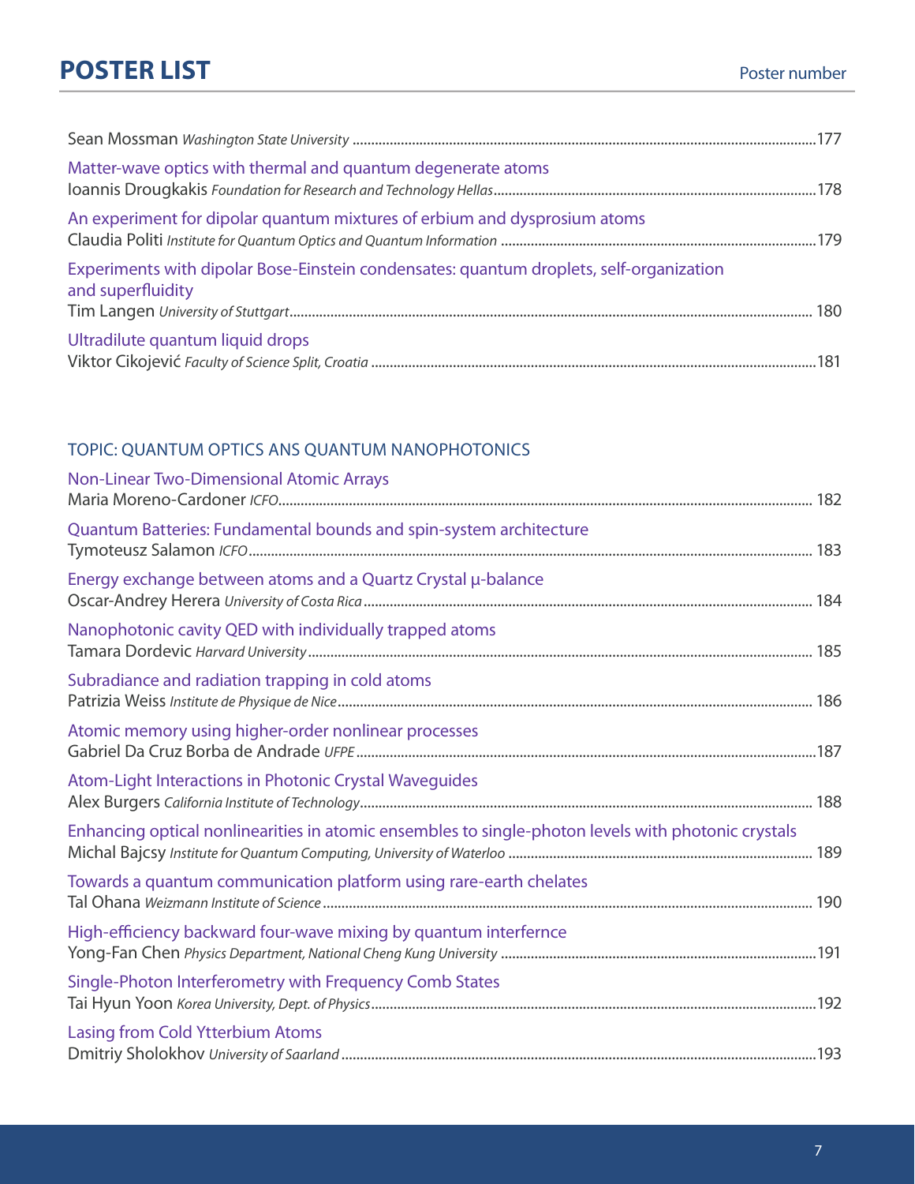# POSTER LIST

Poster number

Sean Mossman *Washington State University* ....177

Matter-wave optics with thermal and quantum degenerate atoms
Ioannis Drougkakis *Foundation for Research and Technology Hellas* ....178

An experiment for dipolar quantum mixtures of erbium and dysprosium atoms
Claudia Politi *Institute for Quantum Optics and Quantum Information* ....179

Experiments with dipolar Bose-Einstein condensates: quantum droplets, self-organization and superfluidity
Tim Langen *University of Stuttgart* .... 180

Ultradilute quantum liquid drops
Viktor Cikojević *Faculty of Science Split, Croatia* ....181

## TOPIC: QUANTUM OPTICS ANS QUANTUM NANOPHOTONICS

Non-Linear Two-Dimensional Atomic Arrays
Maria Moreno-Cardoner *ICFO* .... 182

Quantum Batteries: Fundamental bounds and spin-system architecture
Tymoteusz Salamon *ICFO* .... 183

Energy exchange between atoms and a Quartz Crystal μ-balance
Oscar-Andrey Herera *University of Costa Rica* .... 184

Nanophotonic cavity QED with individually trapped atoms
Tamara Dordevic *Harvard University* .... 185

Subradiance and radiation trapping in cold atoms
Patrizia Weiss *Institute de Physique de Nice* .... 186

Atomic memory using higher-order nonlinear processes
Gabriel Da Cruz Borba de Andrade *UFPE* ....187

Atom-Light Interactions in Photonic Crystal Waveguides
Alex Burgers *California Institute of Technology* .... 188

Enhancing optical nonlinearities in atomic ensembles to single-photon levels with photonic crystals
Michal Bajcsy *Institute for Quantum Computing, University of Waterloo* .... 189

Towards a quantum communication platform using rare-earth chelates
Tal Ohana *Weizmann Institute of Science* .... 190

High-efficiency backward four-wave mixing by quantum interfernce
Yong-Fan Chen *Physics Department, National Cheng Kung University* ....191

Single-Photon Interferometry with Frequency Comb States
Tai Hyun Yoon *Korea University, Dept. of Physics* ....192

Lasing from Cold Ytterbium Atoms
Dmitriy Sholokhov *University of Saarland* ....193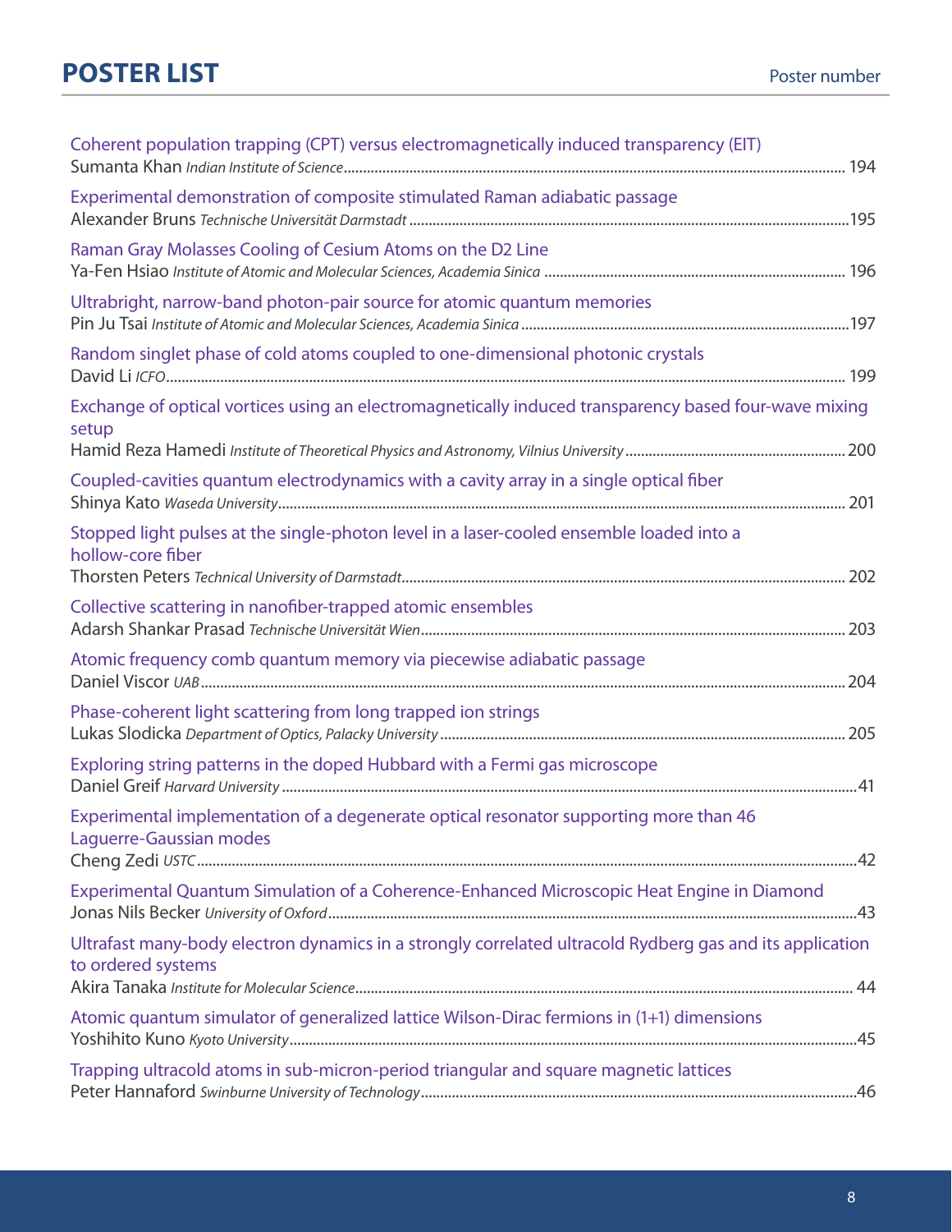# POSTER LIST

Poster number

Coherent population trapping (CPT) versus electromagnetically induced transparency (EIT)
Sumanta Khan *Indian Institute of Science* ........ 194

Experimental demonstration of composite stimulated Raman adiabatic passage
Alexander Bruns *Technische Universität Darmstadt* ........ 195

Raman Gray Molasses Cooling of Cesium Atoms on the D2 Line
Ya-Fen Hsiao *Institute of Atomic and Molecular Sciences, Academia Sinica* ........ 196

Ultrabright, narrow-band photon-pair source for atomic quantum memories
Pin Ju Tsai *Institute of Atomic and Molecular Sciences, Academia Sinica* ........ 197

Random singlet phase of cold atoms coupled to one-dimensional photonic crystals
David Li *ICFO* ........ 199

Exchange of optical vortices using an electromagnetically induced transparency based four-wave mixing setup
Hamid Reza Hamedi *Institute of Theoretical Physics and Astronomy, Vilnius University* ........ 200

Coupled-cavities quantum electrodynamics with a cavity array in a single optical fiber
Shinya Kato *Waseda University* ........ 201

Stopped light pulses at the single-photon level in a laser-cooled ensemble loaded into a hollow-core fiber
Thorsten Peters *Technical University of Darmstadt* ........ 202

Collective scattering in nanofiber-trapped atomic ensembles
Adarsh Shankar Prasad *Technische Universität Wien* ........ 203

Atomic frequency comb quantum memory via piecewise adiabatic passage
Daniel Viscor *UAB* ........ 204

Phase-coherent light scattering from long trapped ion strings
Lukas Slodicka *Department of Optics, Palacky University* ........ 205

Exploring string patterns in the doped Hubbard with a Fermi gas microscope
Daniel Greif *Harvard University* ........ 41

Experimental implementation of a degenerate optical resonator supporting more than 46 Laguerre-Gaussian modes
Cheng Zedi *USTC* ........ 42

Experimental Quantum Simulation of a Coherence-Enhanced Microscopic Heat Engine in Diamond
Jonas Nils Becker *University of Oxford* ........ 43

Ultrafast many-body electron dynamics in a strongly correlated ultracold Rydberg gas and its application to ordered systems
Akira Tanaka *Institute for Molecular Science* ........ 44

Atomic quantum simulator of generalized lattice Wilson-Dirac fermions in (1+1) dimensions
Yoshihito Kuno *Kyoto University* ........ 45

Trapping ultracold atoms in sub-micron-period triangular and square magnetic lattices
Peter Hannaford *Swinburne University of Technology* ........ 46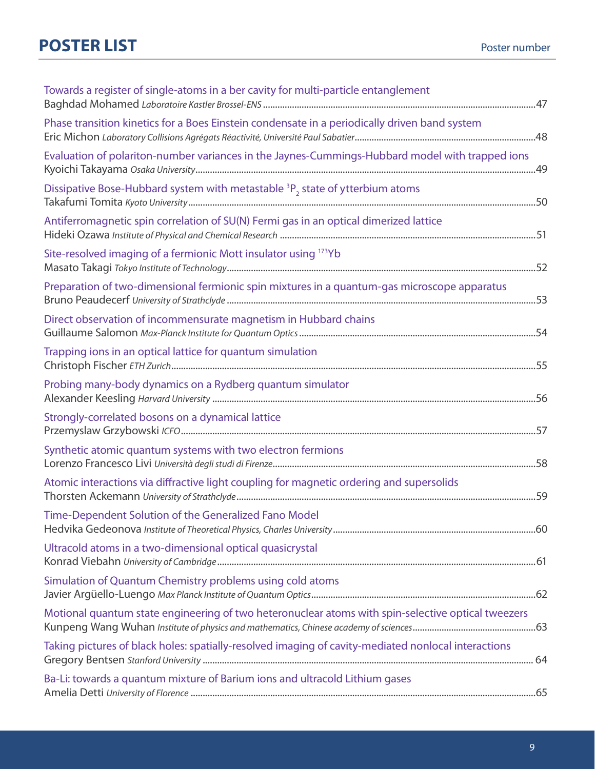# POSTER LIST

Poster number

Towards a register of single-atoms in a ber cavity for multi-particle entanglement
Baghdad Mohamed *Laboratoire Kastler Brossel-ENS* ....47

Phase transition kinetics for a Boes Einstein condensate in a periodically driven band system
Eric Michon *Laboratory Collisions Agrégats Réactivité, Université Paul Sabatier* ....48

Evaluation of polariton-number variances in the Jaynes-Cummings-Hubbard model with trapped ions
Kyoichi Takayama *Osaka University* ....49

Dissipative Bose-Hubbard system with metastable $^3P_2$ state of ytterbium atoms
Takafumi Tomita *Kyoto University* ....50

Antiferromagnetic spin correlation of SU(N) Fermi gas in an optical dimerized lattice
Hideki Ozawa *Institute of Physical and Chemical Research* ....51

Site-resolved imaging of a fermionic Mott insulator using $^{173}$Yb
Masato Takagi *Tokyo Institute of Technology* ....52

Preparation of two-dimensional fermionic spin mixtures in a quantum-gas microscope apparatus
Bruno Peaudecerf *University of Strathclyde* ....53

Direct observation of incommensurate magnetism in Hubbard chains
Guillaume Salomon *Max-Planck Institute for Quantum Optics* ....54

Trapping ions in an optical lattice for quantum simulation
Christoph Fischer *ETH Zurich* ....55

Probing many-body dynamics on a Rydberg quantum simulator
Alexander Keesling *Harvard University* ....56

Strongly-correlated bosons on a dynamical lattice
Przemyslaw Grzybowski *ICFO* ....57

Synthetic atomic quantum systems with two electron fermions
Lorenzo Francesco Livi *Università degli studi di Firenze* ....58

Atomic interactions via diffractive light coupling for magnetic ordering and supersolids
Thorsten Ackemann *University of Strathclyde* ....59

Time-Dependent Solution of the Generalized Fano Model
Hedvika Gedeonova *Institute of Theoretical Physics, Charles University* ....60

Ultracold atoms in a two-dimensional optical quasicrystal
Konrad Viebahn *University of Cambridge* ....61

Simulation of Quantum Chemistry problems using cold atoms
Javier Argüello-Luengo *Max Planck Institute of Quantum Optics* ....62

Motional quantum state engineering of two heteronuclear atoms with spin-selective optical tweezers
Kunpeng Wang Wuhan *Institute of physics and mathematics, Chinese academy of sciences* ....63

Taking pictures of black holes: spatially-resolved imaging of cavity-mediated nonlocal interactions
Gregory Bentsen *Stanford University* .... 64

Ba-Li: towards a quantum mixture of Barium ions and ultracold Lithium gases
Amelia Detti *University of Florence* ....65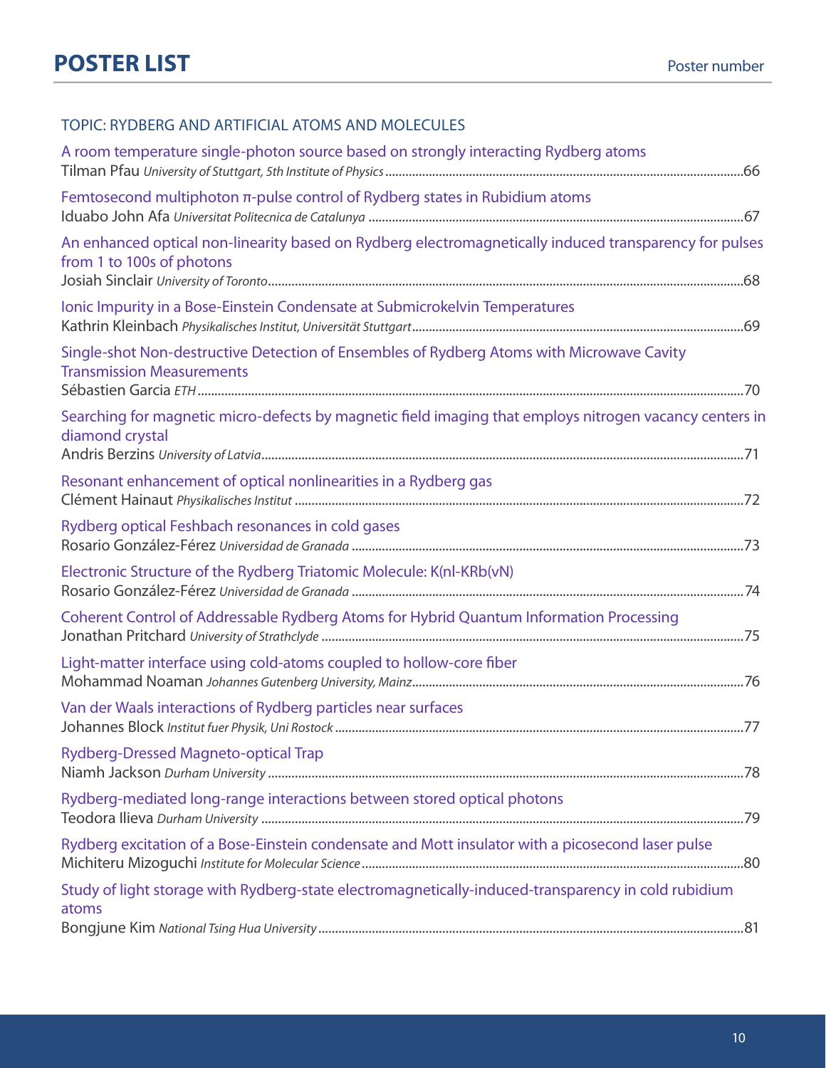# POSTER LIST

Poster number

## TOPIC: RYDBERG AND ARTIFICIAL ATOMS AND MOLECULES

A room temperature single-photon source based on strongly interacting Rydberg atoms
Tilman Pfau *University of Stuttgart, 5th Institute of Physics* ............ 66

Femtosecond multiphoton $\pi$-pulse control of Rydberg states in Rubidium atoms
Iduabo John Afa *Universitat Politecnica de Catalunya* ............ 67

An enhanced optical non-linearity based on Rydberg electromagnetically induced transparency for pulses from 1 to 100s of photons
Josiah Sinclair *University of Toronto* ............ 68

Ionic Impurity in a Bose-Einstein Condensate at Submicrokelvin Temperatures
Kathrin Kleinbach *Physikalisches Institut, Universität Stuttgart* ............ 69

Single-shot Non-destructive Detection of Ensembles of Rydberg Atoms with Microwave Cavity Transmission Measurements
Sébastien Garcia *ETH* ............ 70

Searching for magnetic micro-defects by magnetic field imaging that employs nitrogen vacancy centers in diamond crystal
Andris Berzins *University of Latvia* ............ 71

Resonant enhancement of optical nonlinearities in a Rydberg gas
Clément Hainaut *Physikalisches Institut* ............ 72

Rydberg optical Feshbach resonances in cold gases
Rosario González-Férez *Universidad de Granada* ............ 73

Electronic Structure of the Rydberg Triatomic Molecule: K(nl-KRb(vN)
Rosario González-Férez *Universidad de Granada* ............ 74

Coherent Control of Addressable Rydberg Atoms for Hybrid Quantum Information Processing
Jonathan Pritchard *University of Strathclyde* ............ 75

Light-matter interface using cold-atoms coupled to hollow-core fiber
Mohammad Noaman *Johannes Gutenberg University, Mainz* ............ 76

Van der Waals interactions of Rydberg particles near surfaces
Johannes Block *Institut fuer Physik, Uni Rostock* ............ 77

Rydberg-Dressed Magneto-optical Trap
Niamh Jackson *Durham University* ............ 78

Rydberg-mediated long-range interactions between stored optical photons
Teodora Ilieva *Durham University* ............ 79

Rydberg excitation of a Bose-Einstein condensate and Mott insulator with a picosecond laser pulse
Michiteru Mizoguchi *Institute for Molecular Science* ............ 80

Study of light storage with Rydberg-state electromagnetically-induced-transparency in cold rubidium atoms
Bongjune Kim *National Tsing Hua University* ............ 81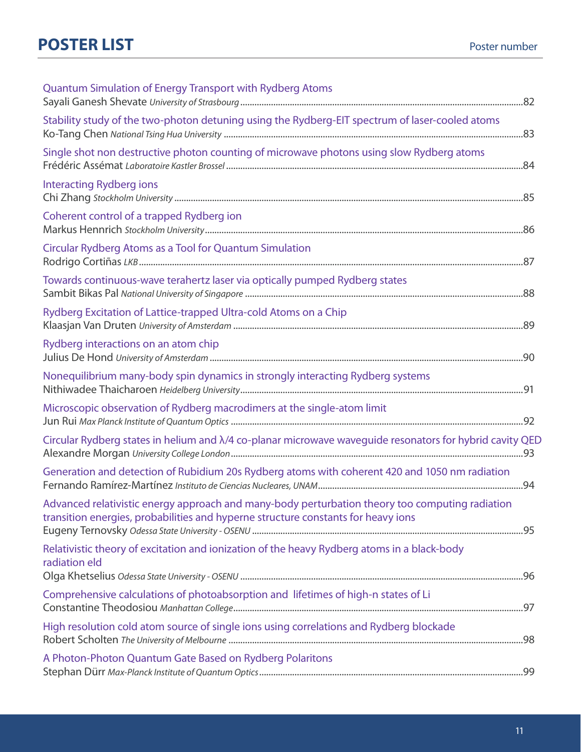# POSTER LIST

Poster number

Quantum Simulation of Energy Transport with Rydberg Atoms
Sayali Ganesh Shevate *University of Strasbourg* ....................82

Stability study of the two-photon detuning using the Rydberg-EIT spectrum of laser-cooled atoms
Ko-Tang Chen *National Tsing Hua University* ....................83

Single shot non destructive photon counting of microwave photons using slow Rydberg atoms
Frédéric Assémat *Laboratoire Kastler Brossel* ....................84

Interacting Rydberg ions
Chi Zhang *Stockholm University* ....................85

Coherent control of a trapped Rydberg ion
Markus Hennrich *Stockholm University* ....................86

Circular Rydberg Atoms as a Tool for Quantum Simulation
Rodrigo Cortiñas *LKB* ....................87

Towards continuous-wave terahertz laser via optically pumped Rydberg states
Sambit Bikas Pal *National University of Singapore* ....................88

Rydberg Excitation of Lattice-trapped Ultra-cold Atoms on a Chip
Klaasjan Van Druten *University of Amsterdam* ....................89

Rydberg interactions on an atom chip
Julius De Hond *University of Amsterdam* ....................90

Nonequilibrium many-body spin dynamics in strongly interacting Rydberg systems
Nithiwadee Thaicharoen *Heidelberg University* ....................91

Microscopic observation of Rydberg macrodimers at the single-atom limit
Jun Rui *Max Planck Institute of Quantum Optics* ....................92

Circular Rydberg states in helium and λ/4 co-planar microwave waveguide resonators for hybrid cavity QED
Alexandre Morgan *University College London* ....................93

Generation and detection of Rubidium 20s Rydberg atoms with coherent 420 and 1050 nm radiation
Fernando Ramírez-Martínez *Instituto de Ciencias Nucleares, UNAM* ....................94

Advanced relativistic energy approach and many-body perturbation theory too computing radiation transition energies, probabilities and hyperne structure constants for heavy ions
Eugeny Ternovsky *Odessa State University - OSENU* ....................95

Relativistic theory of excitation and ionization of the heavy Rydberg atoms in a black-body radiation eld
Olga Khetselius *Odessa State University - OSENU* ....................96

Comprehensive calculations of photoabsorption and lifetimes of high-n states of Li
Constantine Theodosiou *Manhattan College* ....................97

High resolution cold atom source of single ions using correlations and Rydberg blockade
Robert Scholten *The University of Melbourne* ....................98

A Photon-Photon Quantum Gate Based on Rydberg Polaritons
Stephan Dürr *Max-Planck Institute of Quantum Optics* ....................99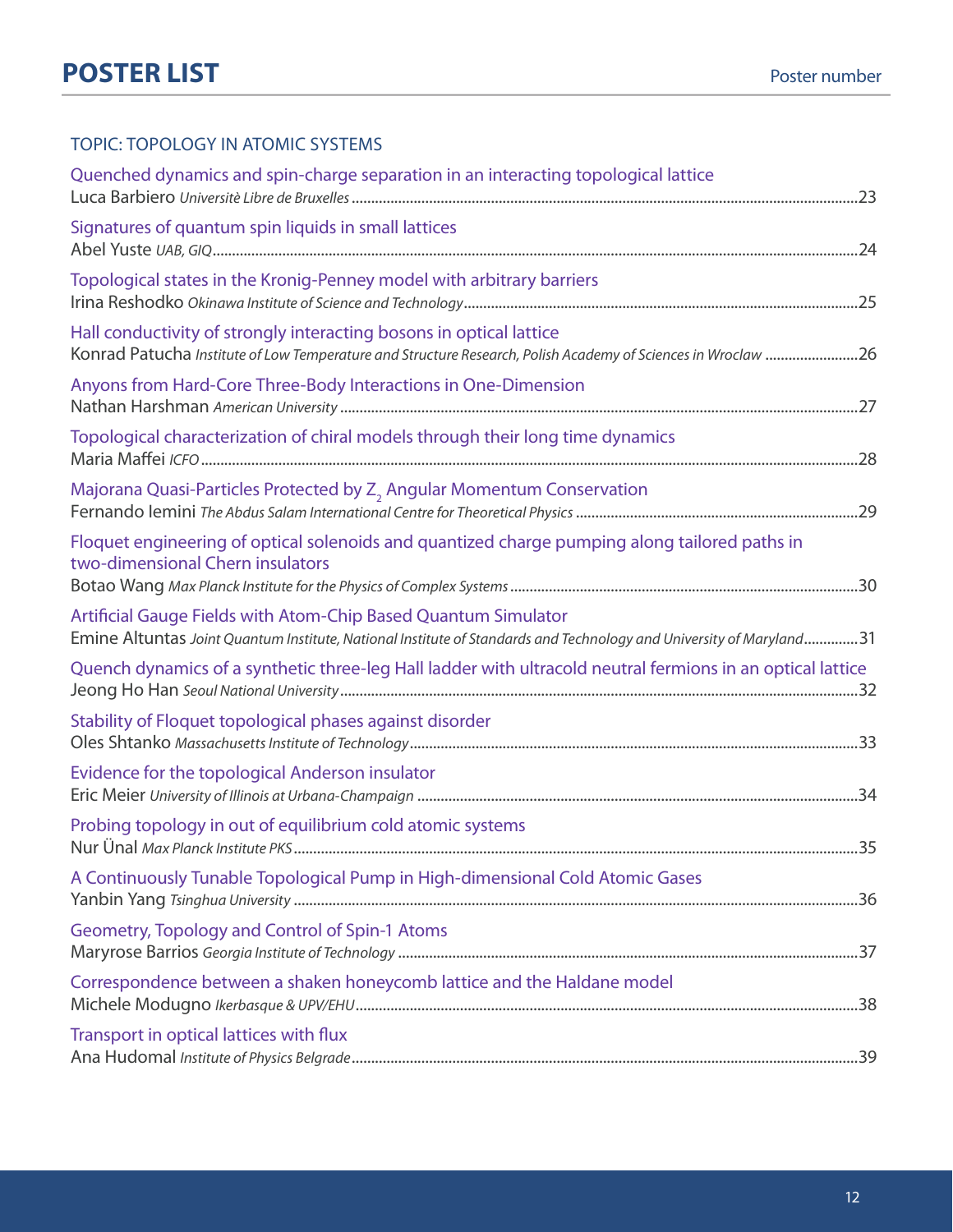# POSTER LIST

Poster number

## TOPIC: TOPOLOGY IN ATOMIC SYSTEMS

Quenched dynamics and spin-charge separation in an interacting topological lattice
Luca Barbiero *Universitè Libre de Bruxelles* ....23

Signatures of quantum spin liquids in small lattices
Abel Yuste *UAB, GIQ* ....24

Topological states in the Kronig-Penney model with arbitrary barriers
Irina Reshodko *Okinawa Institute of Science and Technology* ....25

Hall conductivity of strongly interacting bosons in optical lattice
Konrad Patucha *Institute of Low Temperature and Structure Research, Polish Academy of Sciences in Wroclaw* ....26

Anyons from Hard-Core Three-Body Interactions in One-Dimension
Nathan Harshman *American University* ....27

Topological characterization of chiral models through their long time dynamics
Maria Maffei *ICFO* ....28

Majorana Quasi-Particles Protected by $Z_2$ Angular Momentum Conservation
Fernando Iemini *The Abdus Salam International Centre for Theoretical Physics* ....29

Floquet engineering of optical solenoids and quantized charge pumping along tailored paths in two-dimensional Chern insulators
Botao Wang *Max Planck Institute for the Physics of Complex Systems* ....30

Artificial Gauge Fields with Atom-Chip Based Quantum Simulator
Emine Altuntas *Joint Quantum Institute, National Institute of Standards and Technology and University of Maryland* ....31

Quench dynamics of a synthetic three-leg Hall ladder with ultracold neutral fermions in an optical lattice
Jeong Ho Han *Seoul National University* ....32

Stability of Floquet topological phases against disorder
Oles Shtanko *Massachusetts Institute of Technology* ....33

Evidence for the topological Anderson insulator
Eric Meier *University of Illinois at Urbana-Champaign* ....34

Probing topology in out of equilibrium cold atomic systems
Nur Ünal *Max Planck Institute PKS* ....35

A Continuously Tunable Topological Pump in High-dimensional Cold Atomic Gases
Yanbin Yang *Tsinghua University* ....36

Geometry, Topology and Control of Spin-1 Atoms
Maryrose Barrios *Georgia Institute of Technology* ....37

Correspondence between a shaken honeycomb lattice and the Haldane model
Michele Modugno *Ikerbasque & UPV/EHU* ....38

Transport in optical lattices with flux
Ana Hudomal *Institute of Physics Belgrade* ....39